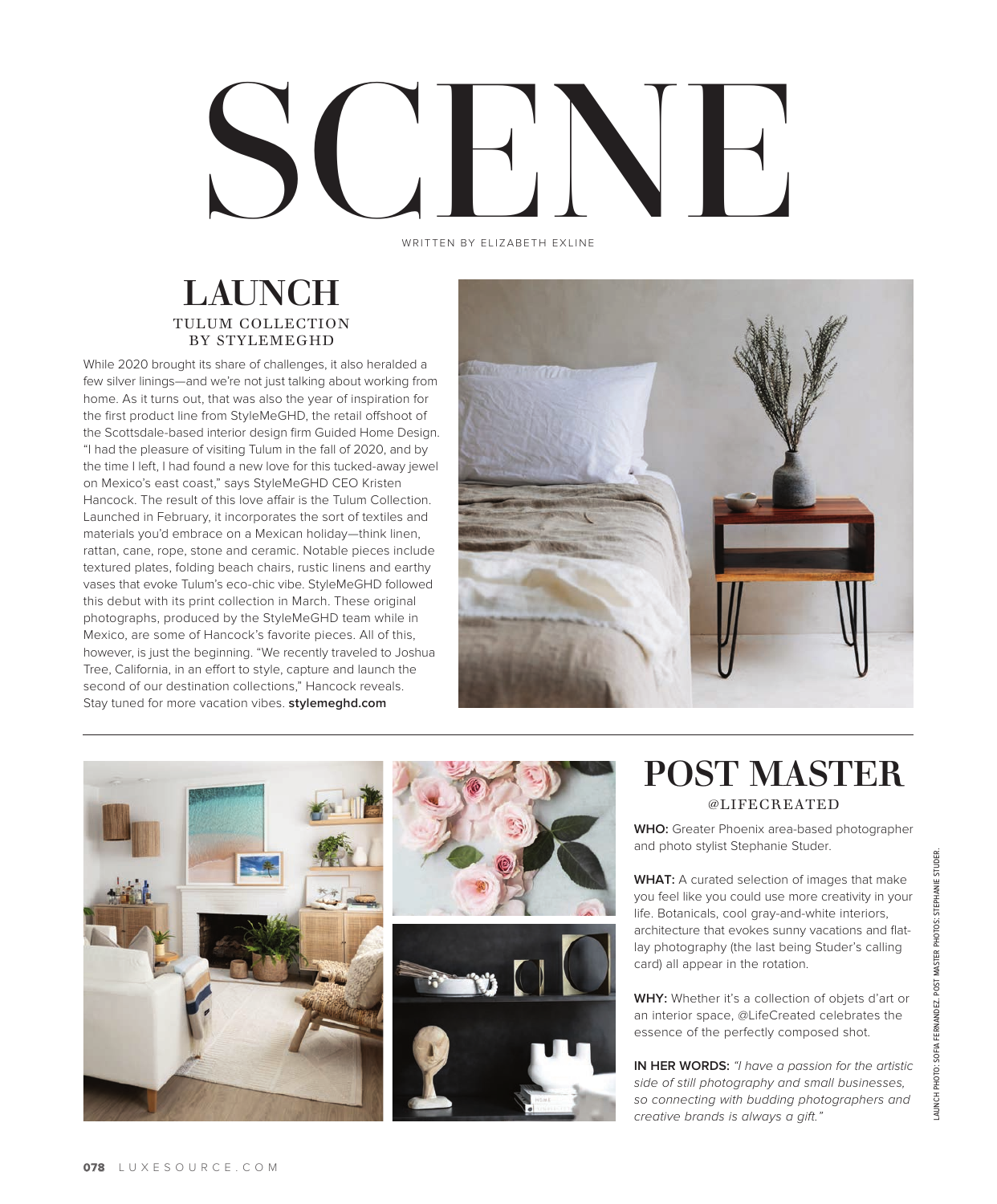# SCENE

WRITTEN BY ELIZABETH EXLINE

## LAUNCH

### TULUM COLLECTION BY STYLEMEGHD

While 2020 brought its share of challenges, it also heralded a few silver linings—and we're not just talking about working from home. As it turns out, that was also the year of inspiration for the first product line from StyleMeGHD, the retail offshoot of the Scottsdale-based interior design firm Guided Home Design. "I had the pleasure of visiting Tulum in the fall of 2020, and by the time I left, I had found a new love for this tucked-away jewel on Mexico's east coast," says StyleMeGHD CEO Kristen Hancock. The result of this love affair is the Tulum Collection. Launched in February, it incorporates the sort of textiles and materials you'd embrace on a Mexican holiday—think linen, rattan, cane, rope, stone and ceramic. Notable pieces include textured plates, folding beach chairs, rustic linens and earthy vases that evoke Tulum's eco-chic vibe. StyleMeGHD followed this debut with its print collection in March. These original photographs, produced by the StyleMeGHD team while in Mexico, are some of Hancock's favorite pieces. All of this, however, is just the beginning. "We recently traveled to Joshua Tree, California, in an effort to style, capture and launch the second of our destination collections," Hancock reveals. Stay tuned for more vacation vibes. **stylemeghd.com**

## POST MASTER

### @LIFECREATED

**WHO:** Greater Phoenix area-based photographer and photo stylist Stephanie Studer.

**WHAT:** A curated selection of images that make you feel like you could use more creativity in your life. Botanicals, cool gray-and-white interiors, architecture that evokes sunny vacations and flat-lay photography (the last being Studer's calling card) all appear in the rotation.

**WHY:** Whether it's a collection of objets d'art or an interior space, @LifeCreated celebrates the essence of the perfectly composed shot.

**IN HER WORDS:** *"I have a passion for the artistic side of still photography and small businesses, so connecting with budding photographers and creative brands is always a gift."*

LAUNCH PHOTO: SOFIA FERNANDEZ. POST MASTER PHOTOS: STEPHANIE STUDER.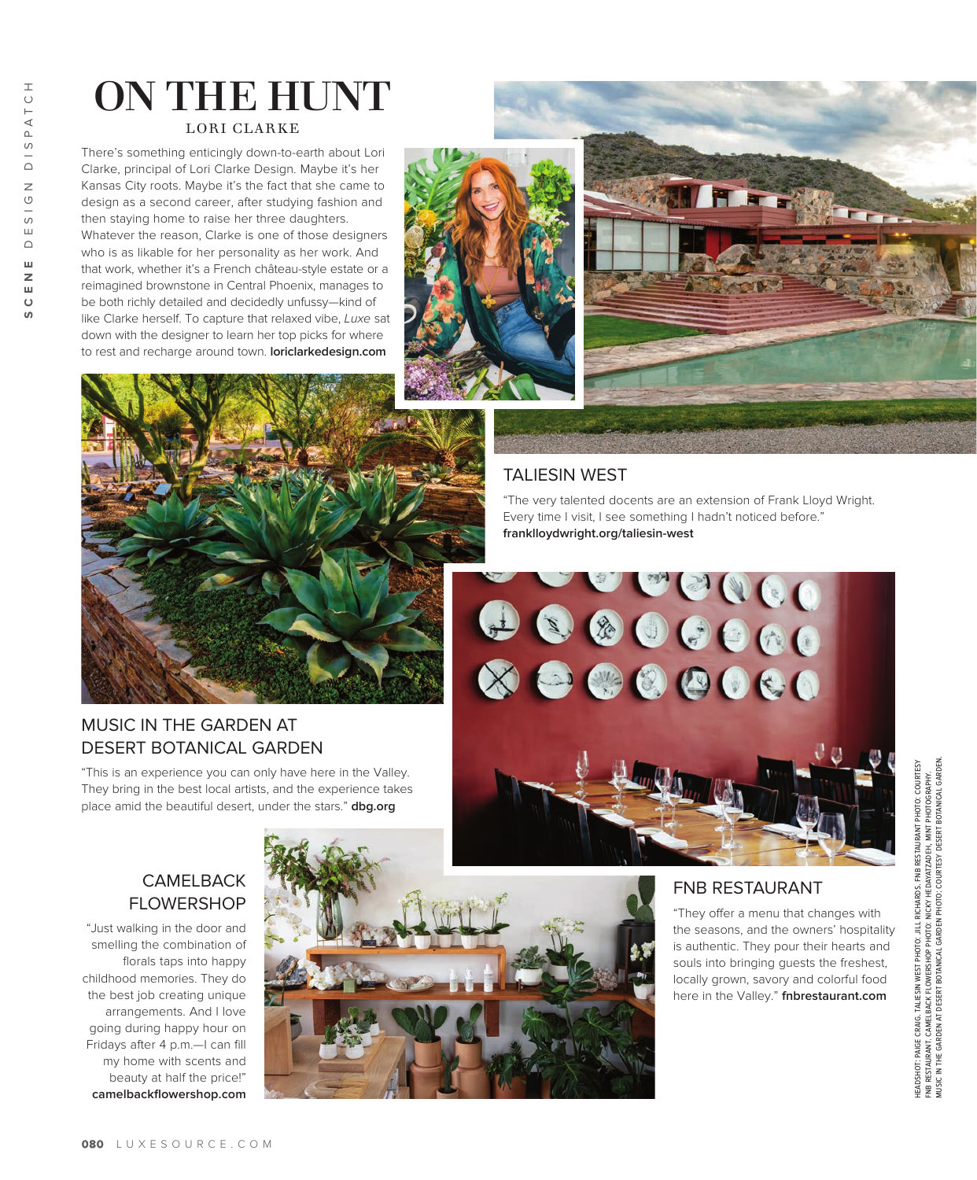# ON THE HUNT

LORI CLARKE

There's something enticingly down-to-earth about Lori Clarke, principal of Lori Clarke Design. Maybe it's her Kansas City roots. Maybe it's the fact that she came to design as a second career, after studying fashion and then staying home to raise her three daughters. Whatever the reason, Clarke is one of those designers who is as likable for her personality as her work. And that work, whether it's a French château-style estate or a reimagined brownstone in Central Phoenix, manages to be both richly detailed and decidedly unfussy—kind of like Clarke herself. To capture that relaxed vibe, *Luxe* sat down with the designer to learn her top picks for where to rest and recharge around town. **loriclarkedesign.com**

## TALIESIN WEST

"The very talented docents are an extension of Frank Lloyd Wright. Every time I visit, I see something I hadn't noticed before." **franklloydwright.org/taliesin-west**

## MUSIC IN THE GARDEN AT DESERT BOTANICAL GARDEN

"This is an experience you can only have here in the Valley. They bring in the best local artists, and the experience takes place amid the beautiful desert, under the stars." **dbg.org**

## CAMELBACK FLOWERSHOP

"Just walking in the door and smelling the combination of florals taps into happy childhood memories. They do the best job creating unique arrangements. And I love going during happy hour on Fridays after 4 p.m.—I can fill my home with scents and beauty at half the price!" **camelbackflowershop.com**

## FNB RESTAURANT

"They offer a menu that changes with the seasons, and the owners' hospitality is authentic. They pour their hearts and souls into bringing guests the freshest, locally grown, savory and colorful food here in the Valley." **fnbrestaurant.com**

HEADSHOT: PAIGE CRAIG. TALIESIN WEST PHOTO: JILL RICHARDS. FNB RESTAURANT PHOTO: COURTESY FNB RESTAURANT. CAMELBACK FLOWERSHOP PHOTO: NICKY HEDAYATZADEH, MINT PHOTOGRAPHY. MUSIC IN THE GARDEN AT DESERT BOTANICAL GARDEN PHOTO: COURTESY DESERT BOTANICAL GARDEN.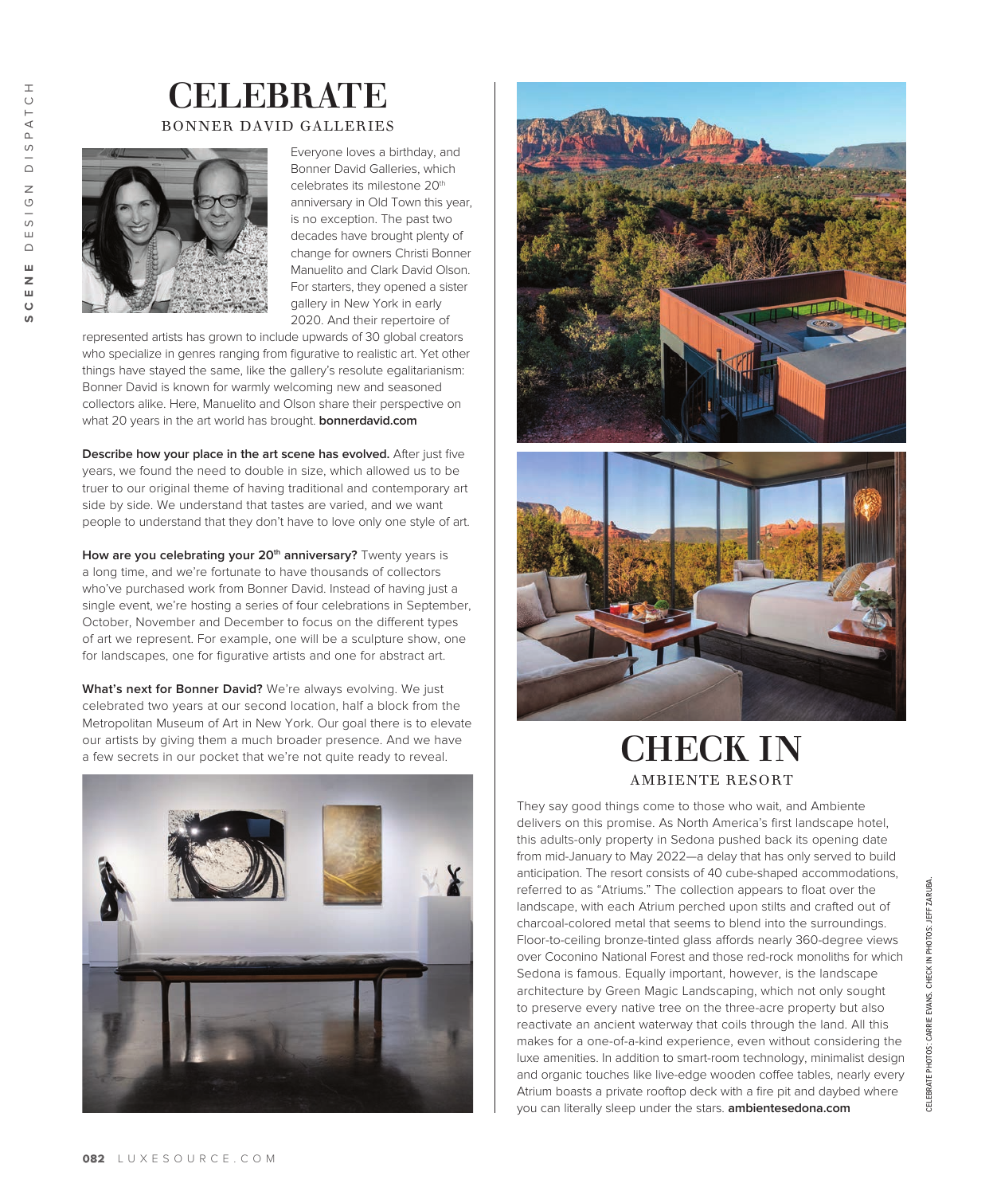# CELEBRATE

## BONNER DAVID GALLERIES

Everyone loves a birthday, and Bonner David Galleries, which celebrates its milestone 20th anniversary in Old Town this year, is no exception. The past two decades have brought plenty of change for owners Christi Bonner Manuelito and Clark David Olson. For starters, they opened a sister gallery in New York in early 2020. And their repertoire of represented artists has grown to include upwards of 30 global creators who specialize in genres ranging from figurative to realistic art. Yet other things have stayed the same, like the gallery's resolute egalitarianism: Bonner David is known for warmly welcoming new and seasoned collectors alike. Here, Manuelito and Olson share their perspective on what 20 years in the art world has brought. **bonnerdavid.com**

**Describe how your place in the art scene has evolved.** After just five years, we found the need to double in size, which allowed us to be truer to our original theme of having traditional and contemporary art side by side. We understand that tastes are varied, and we want people to understand that they don't have to love only one style of art.

**How are you celebrating your 20th anniversary?** Twenty years is a long time, and we're fortunate to have thousands of collectors who've purchased work from Bonner David. Instead of having just a single event, we're hosting a series of four celebrations in September, October, November and December to focus on the different types of art we represent. For example, one will be a sculpture show, one for landscapes, one for figurative artists and one for abstract art.

**What's next for Bonner David?** We're always evolving. We just celebrated two years at our second location, half a block from the Metropolitan Museum of Art in New York. Our goal there is to elevate our artists by giving them a much broader presence. And we have a few secrets in our pocket that we're not quite ready to reveal.

# CHECK IN

## AMBIENTE RESORT

They say good things come to those who wait, and Ambiente delivers on this promise. As North America's first landscape hotel, this adults-only property in Sedona pushed back its opening date from mid-January to May 2022—a delay that has only served to build anticipation. The resort consists of 40 cube-shaped accommodations, referred to as "Atriums." The collection appears to float over the landscape, with each Atrium perched upon stilts and crafted out of charcoal-colored metal that seems to blend into the surroundings. Floor-to-ceiling bronze-tinted glass affords nearly 360-degree views over Coconino National Forest and those red-rock monoliths for which Sedona is famous. Equally important, however, is the landscape architecture by Green Magic Landscaping, which not only sought to preserve every native tree on the three-acre property but also reactivate an ancient waterway that coils through the land. All this makes for a one-of-a-kind experience, even without considering the luxe amenities. In addition to smart-room technology, minimalist design and organic touches like live-edge wooden coffee tables, nearly every Atrium boasts a private rooftop deck with a fire pit and daybed where you can literally sleep under the stars. **ambientesedona.com**

CELEBRATE PHOTOS: CARRIE EVANS. CHECK IN PHOTOS: JEFF ZARUBA.